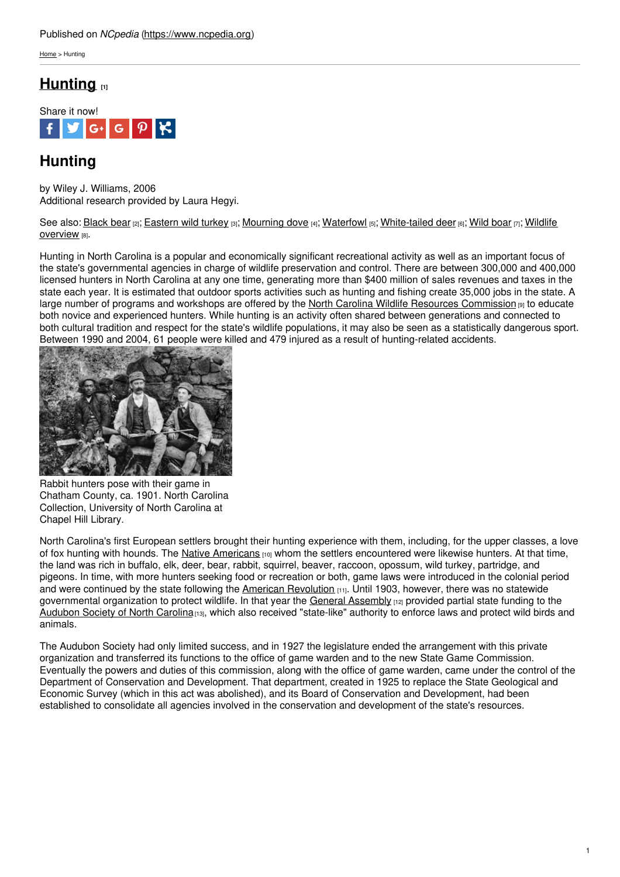Published on *NCpedia* (https://www.ncpedia.org)

Home > Hunting

# Hunting [1]

Share it now!

## Hunting

by Wiley J. Williams, 2006
Additional research provided by Laura Hegyi.

See also: Black bear [2]; Eastern wild turkey [3]; Mourning dove [4]; Waterfowl [5]; White-tailed deer [6]; Wild boar [7]; Wildlife overview [8].

Hunting in North Carolina is a popular and economically significant recreational activity as well as an important focus of the state's governmental agencies in charge of wildlife preservation and control. There are between 300,000 and 400,000 licensed hunters in North Carolina at any one time, generating more than $400 million of sales revenues and taxes in the state each year. It is estimated that outdoor sports activities such as hunting and fishing create 35,000 jobs in the state. A large number of programs and workshops are offered by the North Carolina Wildlife Resources Commission [9] to educate both novice and experienced hunters. While hunting is an activity often shared between generations and connected to both cultural tradition and respect for the state's wildlife populations, it may also be seen as a statistically dangerous sport. Between 1990 and 2004, 61 people were killed and 479 injured as a result of hunting-related accidents.

Rabbit hunters pose with their game in Chatham County, ca. 1901. North Carolina Collection, University of North Carolina at Chapel Hill Library.

North Carolina's first European settlers brought their hunting experience with them, including, for the upper classes, a love of fox hunting with hounds. The Native Americans [10] whom the settlers encountered were likewise hunters. At that time, the land was rich in buffalo, elk, deer, bear, rabbit, squirrel, beaver, raccoon, opossum, wild turkey, partridge, and pigeons. In time, with more hunters seeking food or recreation or both, game laws were introduced in the colonial period and were continued by the state following the American Revolution [11]. Until 1903, however, there was no statewide governmental organization to protect wildlife. In that year the General Assembly [12] provided partial state funding to the Audubon Society of North Carolina [13], which also received "state-like" authority to enforce laws and protect wild birds and animals.

The Audubon Society had only limited success, and in 1927 the legislature ended the arrangement with this private organization and transferred its functions to the office of game warden and to the new State Game Commission. Eventually the powers and duties of this commission, along with the office of game warden, came under the control of the Department of Conservation and Development. That department, created in 1925 to replace the State Geological and Economic Survey (which in this act was abolished), and its Board of Conservation and Development, had been established to consolidate all agencies involved in the conservation and development of the state's resources.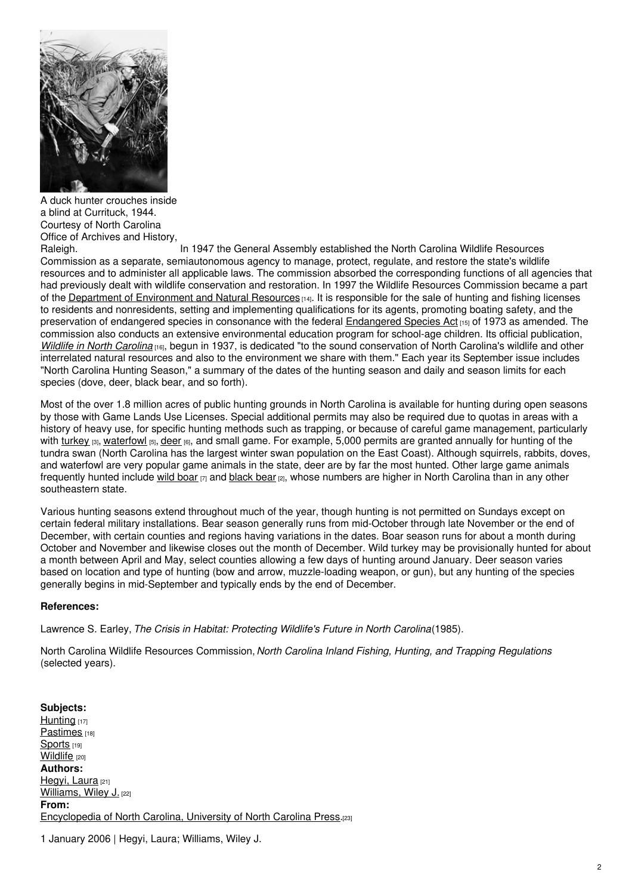A duck hunter crouches inside a blind at Currituck, 1944. Courtesy of North Carolina Office of Archives and History, Raleigh.

In 1947 the General Assembly established the North Carolina Wildlife Resources Commission as a separate, semiautonomous agency to manage, protect, regulate, and restore the state's wildlife resources and to administer all applicable laws. The commission absorbed the corresponding functions of all agencies that had previously dealt with wildlife conservation and restoration. In 1997 the Wildlife Resources Commission became a part of the Department of Environment and Natural Resources [14]. It is responsible for the sale of hunting and fishing licenses to residents and nonresidents, setting and implementing qualifications for its agents, promoting boating safety, and the preservation of endangered species in consonance with the federal Endangered Species Act [15] of 1973 as amended. The commission also conducts an extensive environmental education program for school-age children. Its official publication, *Wildlife in North Carolina* [16], begun in 1937, is dedicated "to the sound conservation of North Carolina's wildlife and other interrelated natural resources and also to the environment we share with them." Each year its September issue includes "North Carolina Hunting Season," a summary of the dates of the hunting season and daily and season limits for each species (dove, deer, black bear, and so forth).

Most of the over 1.8 million acres of public hunting grounds in North Carolina is available for hunting during open seasons by those with Game Lands Use Licenses. Special additional permits may also be required due to quotas in areas with a history of heavy use, for specific hunting methods such as trapping, or because of careful game management, particularly with turkey [3], waterfowl [5], deer [6], and small game. For example, 5,000 permits are granted annually for hunting of the tundra swan (North Carolina has the largest winter swan population on the East Coast). Although squirrels, rabbits, doves, and waterfowl are very popular game animals in the state, deer are by far the most hunted. Other large game animals frequently hunted include wild boar [7] and black bear [2], whose numbers are higher in North Carolina than in any other southeastern state.

Various hunting seasons extend throughout much of the year, though hunting is not permitted on Sundays except on certain federal military installations. Bear season generally runs from mid-October through late November or the end of December, with certain counties and regions having variations in the dates. Boar season runs for about a month during October and November and likewise closes out the month of December. Wild turkey may be provisionally hunted for about a month between April and May, select counties allowing a few days of hunting around January. Deer season varies based on location and type of hunting (bow and arrow, muzzle-loading weapon, or gun), but any hunting of the species generally begins in mid-September and typically ends by the end of December.

**References:**

Lawrence S. Earley, *The Crisis in Habitat: Protecting Wildlife's Future in North Carolina*(1985).

North Carolina Wildlife Resources Commission, *North Carolina Inland Fishing, Hunting, and Trapping Regulations* (selected years).

**Subjects:**
Hunting [17]
Pastimes [18]
Sports [19]
Wildlife [20]
**Authors:**
Hegyi, Laura [21]
Williams, Wiley J. [22]
**From:**
Encyclopedia of North Carolina, University of North Carolina Press.[23]

1 January 2006 | Hegyi, Laura; Williams, Wiley J.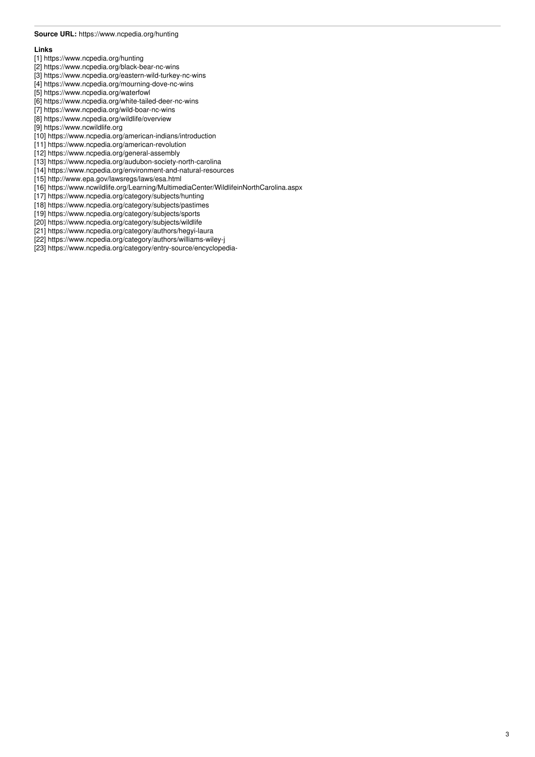**Source URL:** https://www.ncpedia.org/hunting

**Links**

[1] https://www.ncpedia.org/hunting
[2] https://www.ncpedia.org/black-bear-nc-wins
[3] https://www.ncpedia.org/eastern-wild-turkey-nc-wins
[4] https://www.ncpedia.org/mourning-dove-nc-wins
[5] https://www.ncpedia.org/waterfowl
[6] https://www.ncpedia.org/white-tailed-deer-nc-wins
[7] https://www.ncpedia.org/wild-boar-nc-wins
[8] https://www.ncpedia.org/wildlife/overview
[9] https://www.ncwildlife.org
[10] https://www.ncpedia.org/american-indians/introduction
[11] https://www.ncpedia.org/american-revolution
[12] https://www.ncpedia.org/general-assembly
[13] https://www.ncpedia.org/audubon-society-north-carolina
[14] https://www.ncpedia.org/environment-and-natural-resources
[15] http://www.epa.gov/lawsregs/laws/esa.html
[16] https://www.ncwildlife.org/Learning/MultimediaCenter/WildlifeinNorthCarolina.aspx
[17] https://www.ncpedia.org/category/subjects/hunting
[18] https://www.ncpedia.org/category/subjects/pastimes
[19] https://www.ncpedia.org/category/subjects/sports
[20] https://www.ncpedia.org/category/subjects/wildlife
[21] https://www.ncpedia.org/category/authors/hegyi-laura
[22] https://www.ncpedia.org/category/authors/williams-wiley-j
[23] https://www.ncpedia.org/category/entry-source/encyclopedia-